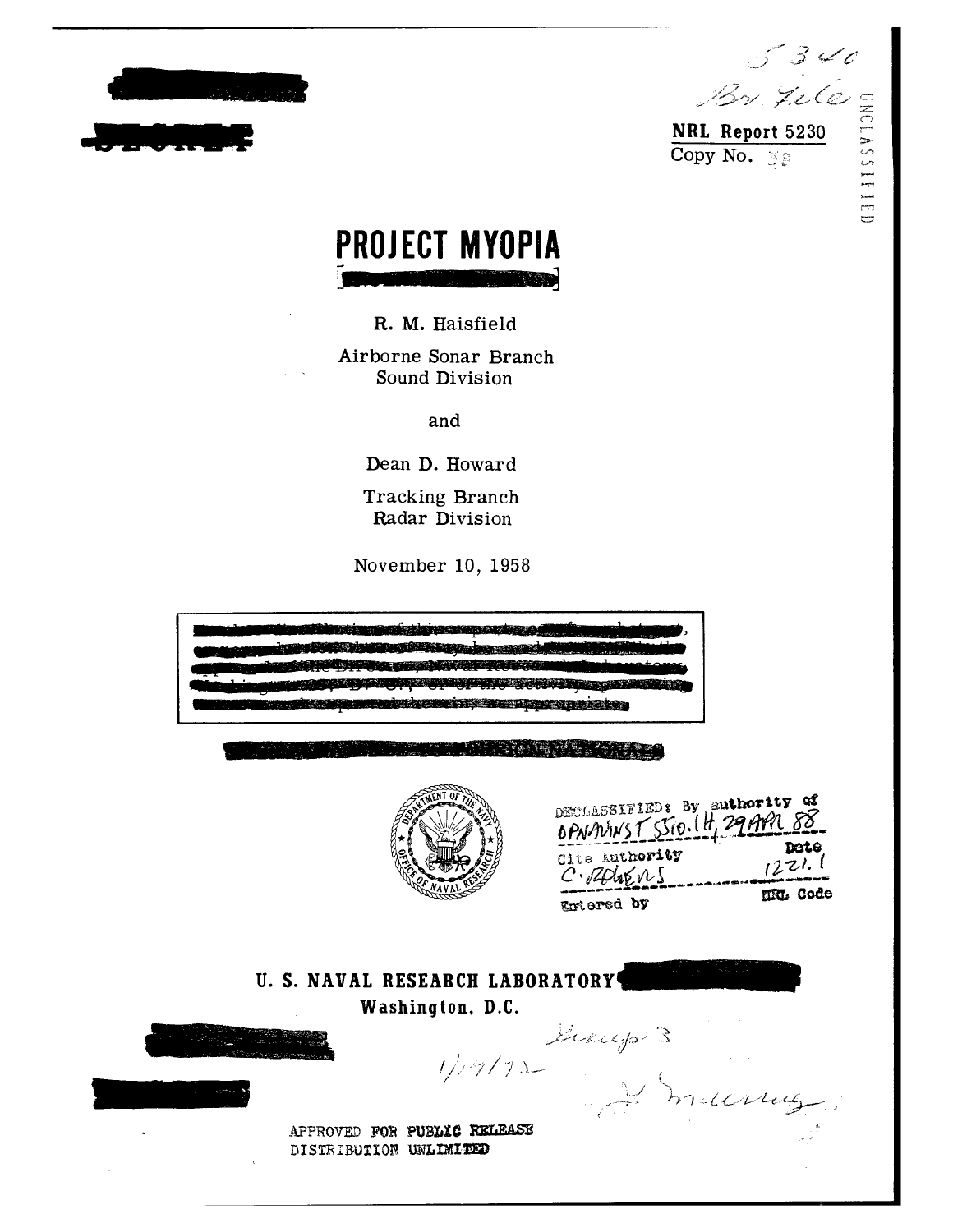5340
Br. File

**NRL Report 5230**
Copy No. 38

UNCLASSIFIED

# PROJECT MYOPIA

R. M. Haisfield

Airborne Sonar Branch
Sound Division

and

Dean D. Howard

Tracking Branch
Radar Division

November 10, 1958

DECLASSIFIED: By authority of OPNAVINST 5510.1H, 29 APR 88
Cite Authority: C. ROGERS
Date: 1221.1
Entered by: NRL Code

**U. S. NAVAL RESEARCH LABORATORY**
**Washington, D.C.**

Group 3
1/19/72

APPROVED FOR PUBLIC RELEASE
DISTRIBUTION UNLIMITED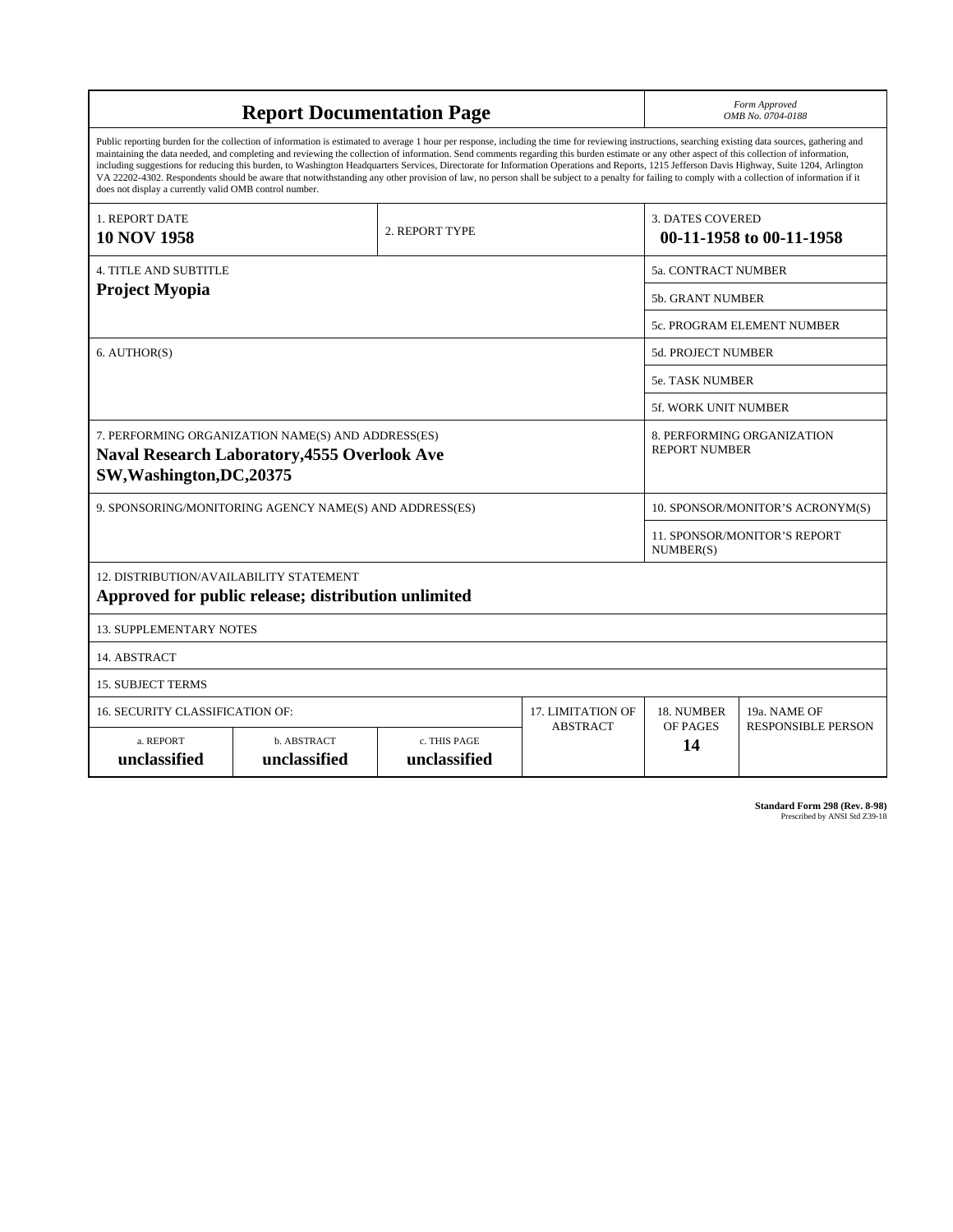# Report Documentation Page

*Form Approved*
*OMB No. 0704-0188*

Public reporting burden for the collection of information is estimated to average 1 hour per response, including the time for reviewing instructions, searching existing data sources, gathering and maintaining the data needed, and completing and reviewing the collection of information. Send comments regarding this burden estimate or any other aspect of this collection of information, including suggestions for reducing this burden, to Washington Headquarters Services, Directorate for Information Operations and Reports, 1215 Jefferson Davis Highway, Suite 1204, Arlington VA 22202-4302. Respondents should be aware that notwithstanding any other provision of law, no person shall be subject to a penalty for failing to comply with a collection of information if it does not display a currently valid OMB control number.

| 1. REPORT DATE | 2. REPORT TYPE | 3. DATES COVERED |
|---|---|---|
| **10 NOV 1958** | | **00-11-1958 to 00-11-1958** |

| 4. TITLE AND SUBTITLE | |
|---|---|
| **Project Myopia** | 5a. CONTRACT NUMBER |
| | 5b. GRANT NUMBER |
| | 5c. PROGRAM ELEMENT NUMBER |
| 6. AUTHOR(S) | 5d. PROJECT NUMBER |
| | 5e. TASK NUMBER |
| | 5f. WORK UNIT NUMBER |
| 7. PERFORMING ORGANIZATION NAME(S) AND ADDRESS(ES) **Naval Research Laboratory,4555 Overlook Ave SW,Washington,DC,20375** | 8. PERFORMING ORGANIZATION REPORT NUMBER |
| 9. SPONSORING/MONITORING AGENCY NAME(S) AND ADDRESS(ES) | 10. SPONSOR/MONITOR'S ACRONYM(S) |
| | 11. SPONSOR/MONITOR'S REPORT NUMBER(S) |

12. DISTRIBUTION/AVAILABILITY STATEMENT
**Approved for public release; distribution unlimited**

13. SUPPLEMENTARY NOTES

14. ABSTRACT

15. SUBJECT TERMS

| 16. SECURITY CLASSIFICATION OF: | | | 17. LIMITATION OF ABSTRACT | 18. NUMBER OF PAGES | 19a. NAME OF RESPONSIBLE PERSON |
|---|---|---|---|---|---|
| a. REPORT | b. ABSTRACT | c. THIS PAGE | | | |
| **unclassified** | **unclassified** | **unclassified** | | **14** | |

**Standard Form 298 (Rev. 8-98)**
Prescribed by ANSI Std Z39-18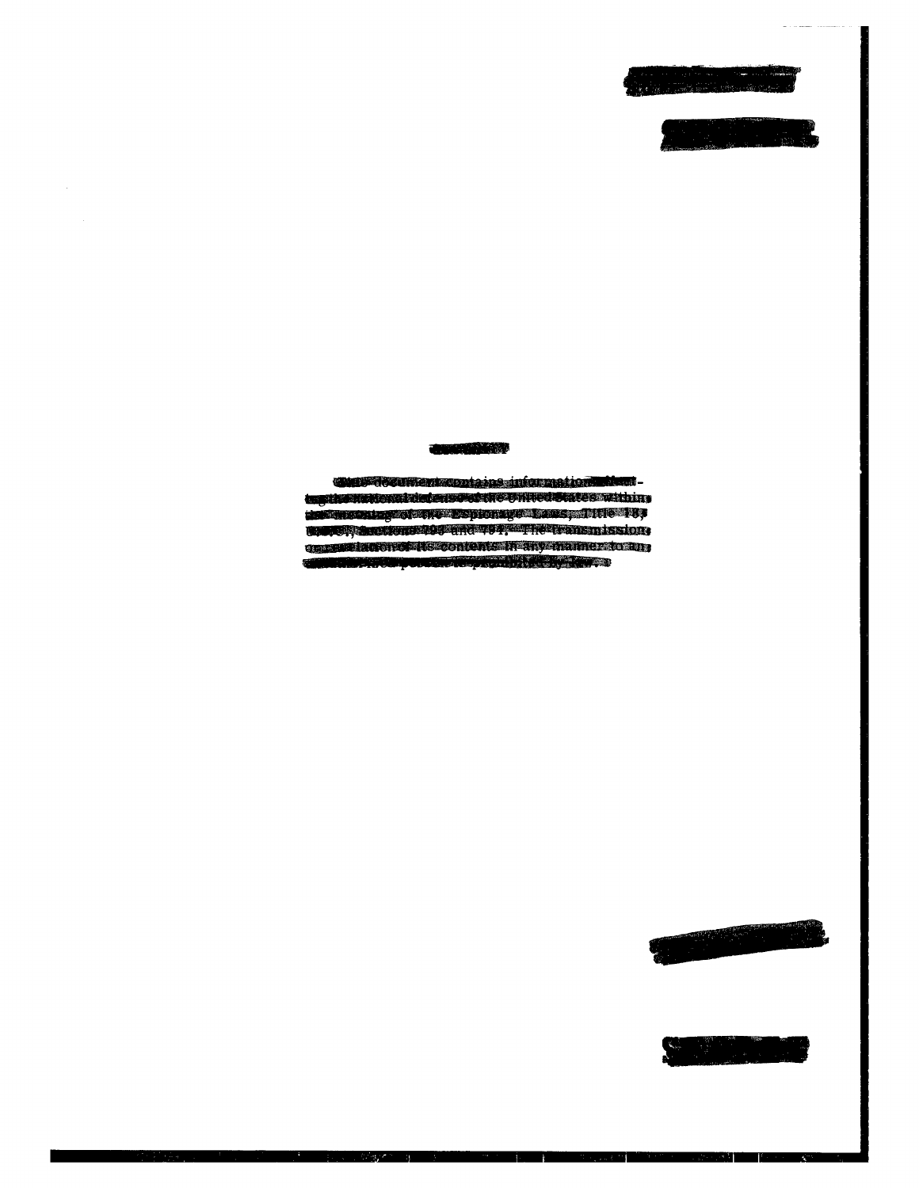This document contains information affecting the national defense of the United States within the meaning of the Espionage Laws, Title 18, U.S.C., Sections 793 and 794. The transmission or revelation of its contents in any manner to an unauthorized person is prohibited by law.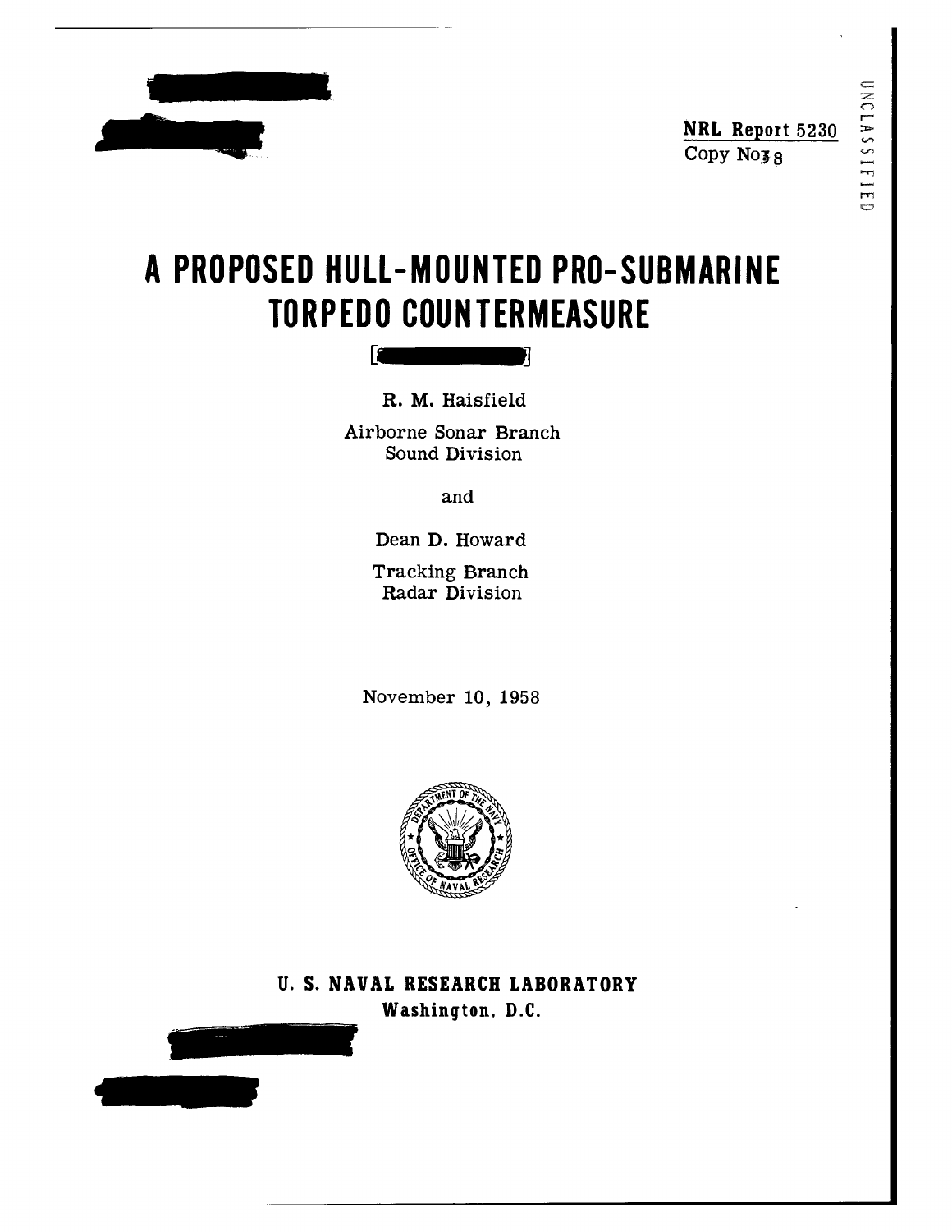UNCLASSIFIED

**NRL Report 5230**
Copy No38

# A PROPOSED HULL-MOUNTED PRO-SUBMARINE TORPEDO COUNTERMEASURE

[ ]

R. M. Haisfield

Airborne Sonar Branch
Sound Division

and

Dean D. Howard

Tracking Branch
Radar Division

November 10, 1958

**U. S. NAVAL RESEARCH LABORATORY**
**Washington, D.C.**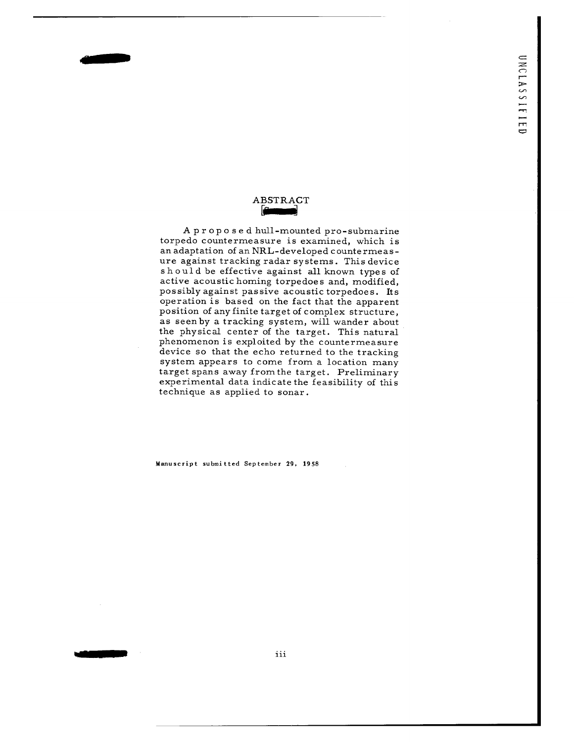## ABSTRACT

A proposed hull-mounted pro-submarine torpedo countermeasure is examined, which is an adaptation of an NRL-developed countermeasure against tracking radar systems. This device should be effective against all known types of active acoustic homing torpedoes and, modified, possibly against passive acoustic torpedoes. Its operation is based on the fact that the apparent position of any finite target of complex structure, as seen by a tracking system, will wander about the physical center of the target. This natural phenomenon is exploited by the countermeasure device so that the echo returned to the tracking system appears to come from a location many target spans away from the target. Preliminary experimental data indicate the feasibility of this technique as applied to sonar.

Manuscript submitted September 29, 1958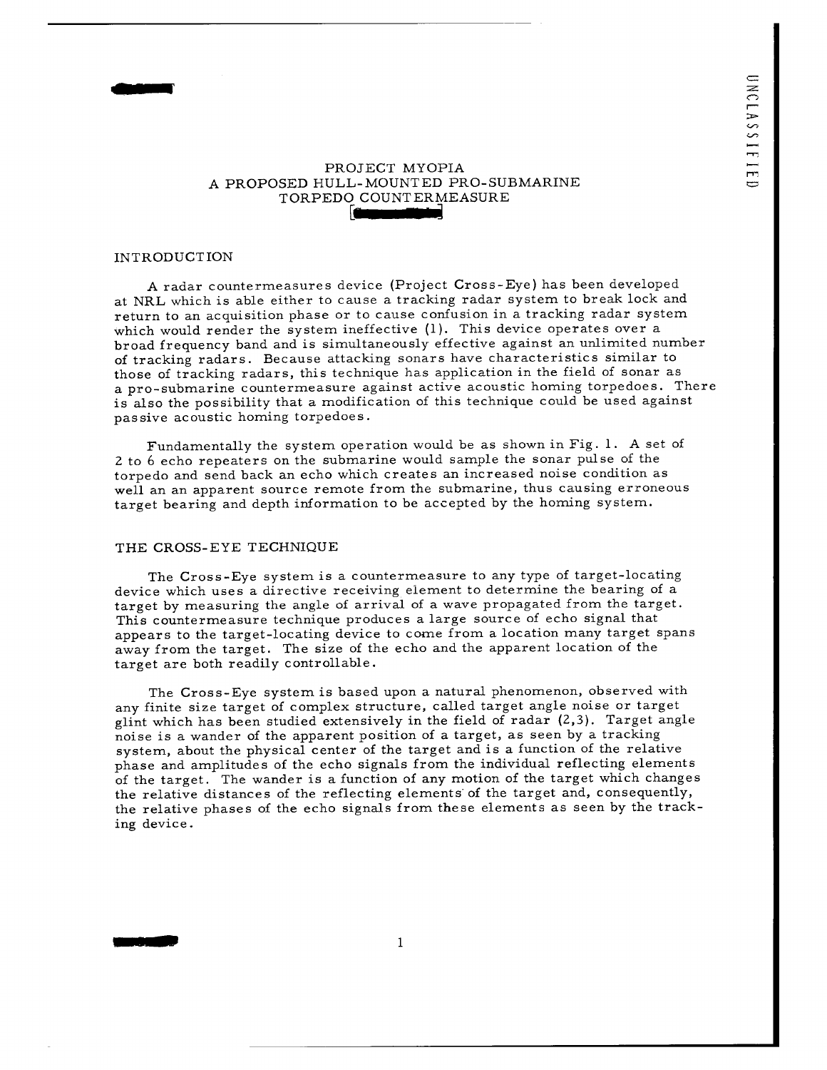# PROJECT MYOPIA
## A PROPOSED HULL-MOUNTED PRO-SUBMARINE TORPEDO COUNTERMEASURE

### INTRODUCTION

A radar countermeasures device (Project Cross-Eye) has been developed at NRL which is able either to cause a tracking radar system to break lock and return to an acquisition phase or to cause confusion in a tracking radar system which would render the system ineffective (1). This device operates over a broad frequency band and is simultaneously effective against an unlimited number of tracking radars. Because attacking sonars have characteristics similar to those of tracking radars, this technique has application in the field of sonar as a pro-submarine countermeasure against active acoustic homing torpedoes. There is also the possibility that a modification of this technique could be used against passive acoustic homing torpedoes.

Fundamentally the system operation would be as shown in Fig. 1. A set of 2 to 6 echo repeaters on the submarine would sample the sonar pulse of the torpedo and send back an echo which creates an increased noise condition as well an an apparent source remote from the submarine, thus causing erroneous target bearing and depth information to be accepted by the homing system.

### THE CROSS-EYE TECHNIQUE

The Cross-Eye system is a countermeasure to any type of target-locating device which uses a directive receiving element to determine the bearing of a target by measuring the angle of arrival of a wave propagated from the target. This countermeasure technique produces a large source of echo signal that appears to the target-locating device to come from a location many target spans away from the target. The size of the echo and the apparent location of the target are both readily controllable.

The Cross-Eye system is based upon a natural phenomenon, observed with any finite size target of complex structure, called target angle noise or target glint which has been studied extensively in the field of radar (2,3). Target angle noise is a wander of the apparent position of a target, as seen by a tracking system, about the physical center of the target and is a function of the relative phase and amplitudes of the echo signals from the individual reflecting elements of the target. The wander is a function of any motion of the target which changes the relative distances of the reflecting elements of the target and, consequently, the relative phases of the echo signals from these elements as seen by the tracking device.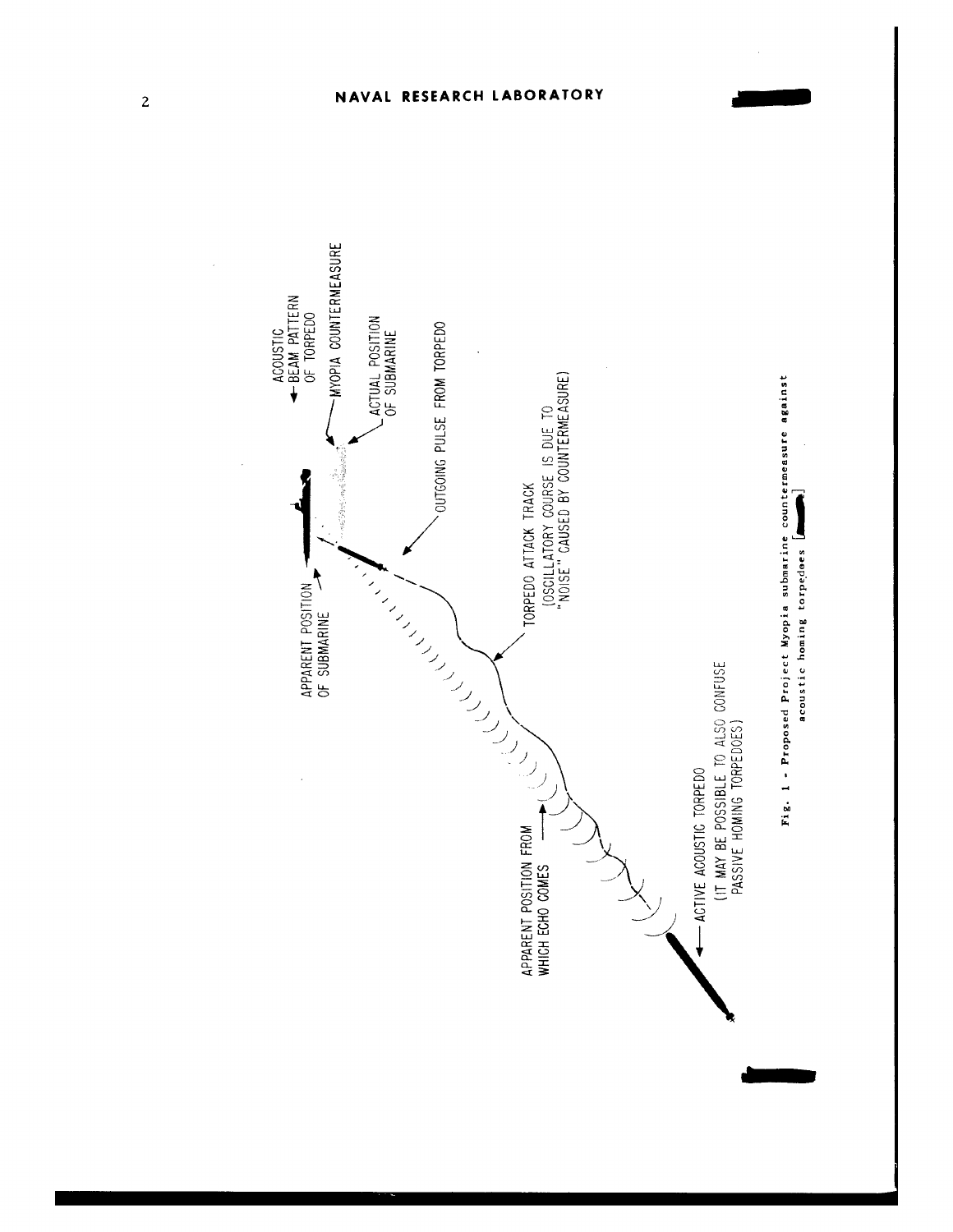APPARENT POSITION OF SUBMARINE

ACOUSTIC BEAM PATTERN OF TORPEDO

MYOPIA COUNTERMEASURE

ACTUAL POSITION OF SUBMARINE

OUTGOING PULSE FROM TORPEDO

TORPEDO ATTACK TRACK
(OSCILLATORY COURSE IS DUE TO "NOISE" CAUSED BY COUNTERMEASURE)

APPARENT POSITION FROM WHICH ECHO COMES

ACTIVE ACOUSTIC TORPEDO
(IT MAY BE POSSIBLE TO ALSO CONFUSE PASSIVE HOMING TORPEDOES)

**Fig. 1 - Proposed Project Myopia submarine countermeasure against acoustic homing torpedoes [ ]**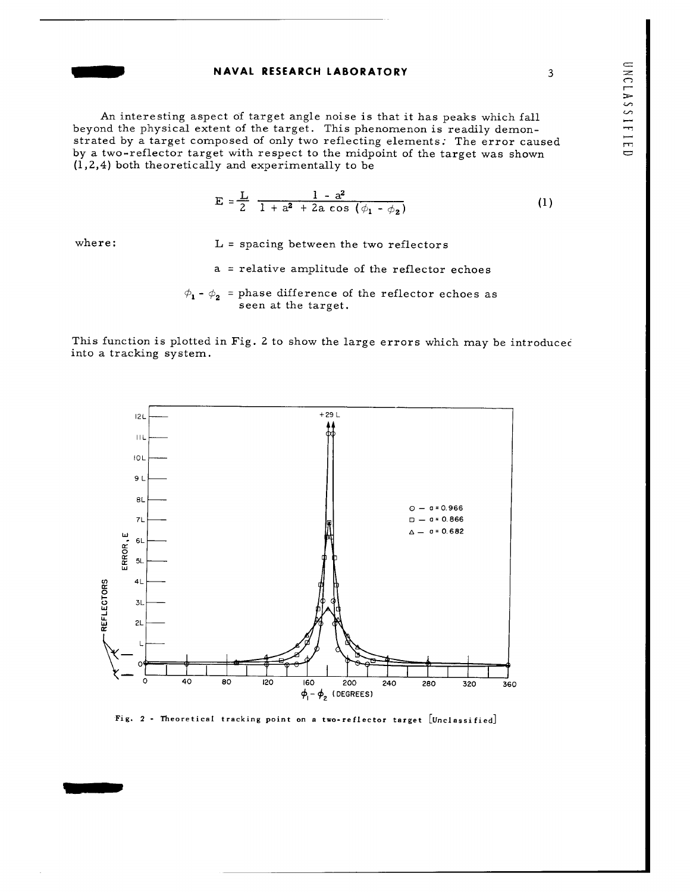An interesting aspect of target angle noise is that it has peaks which fall beyond the physical extent of the target. This phenomenon is readily demonstrated by a target composed of only two reflecting elements. The error caused by a two-reflector target with respect to the midpoint of the target was shown (1,2,4) both theoretically and experimentally to be

$$E = \frac{L}{2} \; \frac{1 - a^2}{1 + a^2 + 2a \cos(\phi_1 - \phi_2)} \tag{1}$$

where:

- $L$ = spacing between the two reflectors
- $a$ = relative amplitude of the reflector echoes
- $\phi_1 - \phi_2$ = phase difference of the reflector echoes as seen at the target.

This function is plotted in Fig. 2 to show the large errors which may be introduced into a tracking system.

Fig. 2 - Theoretical tracking point on a two-reflector target [Unclassified]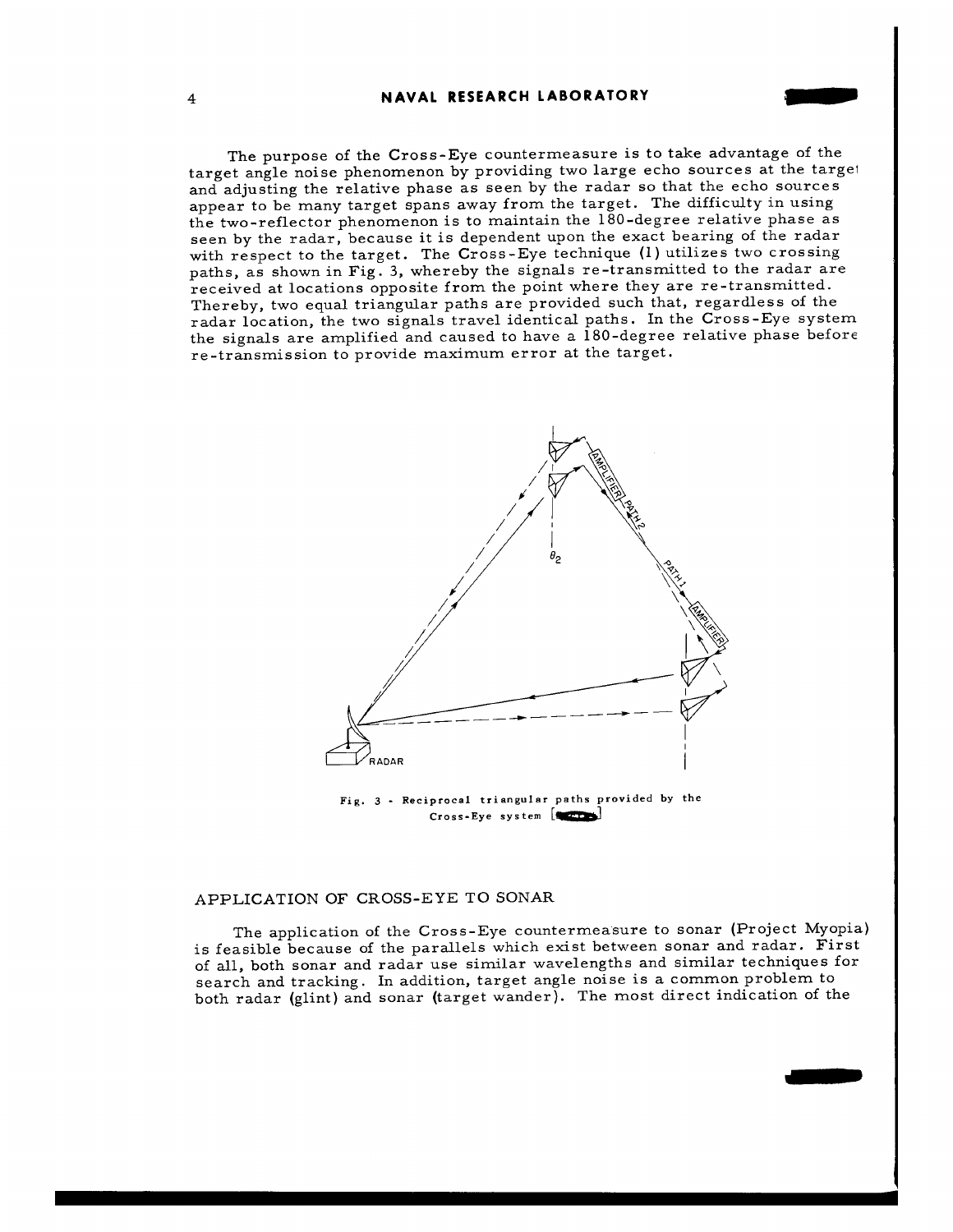The purpose of the Cross-Eye countermeasure is to take advantage of the target angle noise phenomenon by providing two large echo sources at the target and adjusting the relative phase as seen by the radar so that the echo sources appear to be many target spans away from the target. The difficulty in using the two-reflector phenomenon is to maintain the 180-degree relative phase as seen by the radar, because it is dependent upon the exact bearing of the radar with respect to the target. The Cross-Eye technique (1) utilizes two crossing paths, as shown in Fig. 3, whereby the signals re-transmitted to the radar are received at locations opposite from the point where they are re-transmitted. Thereby, two equal triangular paths are provided such that, regardless of the radar location, the two signals travel identical paths. In the Cross-Eye system the signals are amplified and caused to have a 180-degree relative phase before re-transmission to provide maximum error at the target.

Fig. 3 - Reciprocal triangular paths provided by the Cross-Eye system

## APPLICATION OF CROSS-EYE TO SONAR

The application of the Cross-Eye countermeasure to sonar (Project Myopia) is feasible because of the parallels which exist between sonar and radar. First of all, both sonar and radar use similar wavelengths and similar techniques for search and tracking. In addition, target angle noise is a common problem to both radar (glint) and sonar (target wander). The most direct indication of the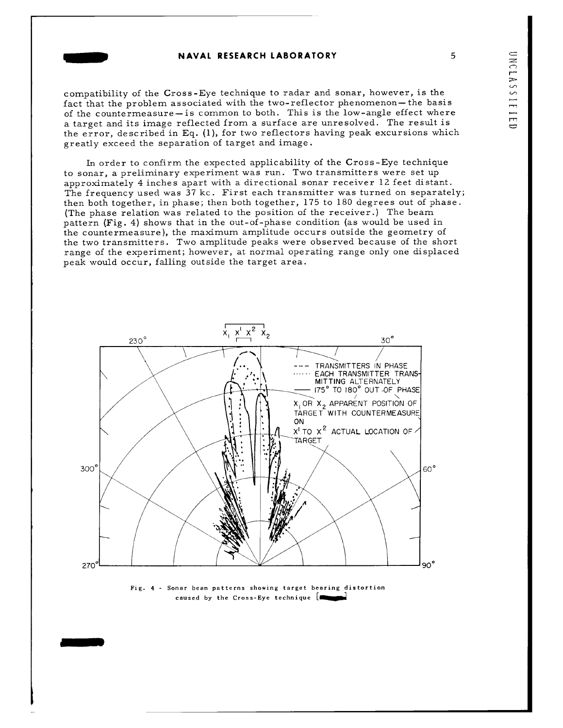compatibility of the Cross-Eye technique to radar and sonar, however, is the fact that the problem associated with the two-reflector phenomenon—the basis of the countermeasure—is common to both. This is the low-angle effect where a target and its image reflected from a surface are unresolved. The result is the error, described in Eq. (1), for two reflectors having peak excursions which greatly exceed the separation of target and image.

In order to confirm the expected applicability of the Cross-Eye technique to sonar, a preliminary experiment was run. Two transmitters were set up approximately 4 inches apart with a directional sonar receiver 12 feet distant. The frequency used was 37 kc. First each transmitter was turned on separately; then both together, in phase; then both together, 175 to 180 degrees out of phase. (The phase relation was related to the position of the receiver.) The beam pattern (Fig. 4) shows that in the out-of-phase condition (as would be used in the countermeasure), the maximum amplitude occurs outside the geometry of the two transmitters. Two amplitude peaks were observed because of the short range of the experiment; however, at normal operating range only one displaced peak would occur, falling outside the target area.

Fig. 4 - Sonar beam patterns showing target bearing distortion caused by the Cross-Eye technique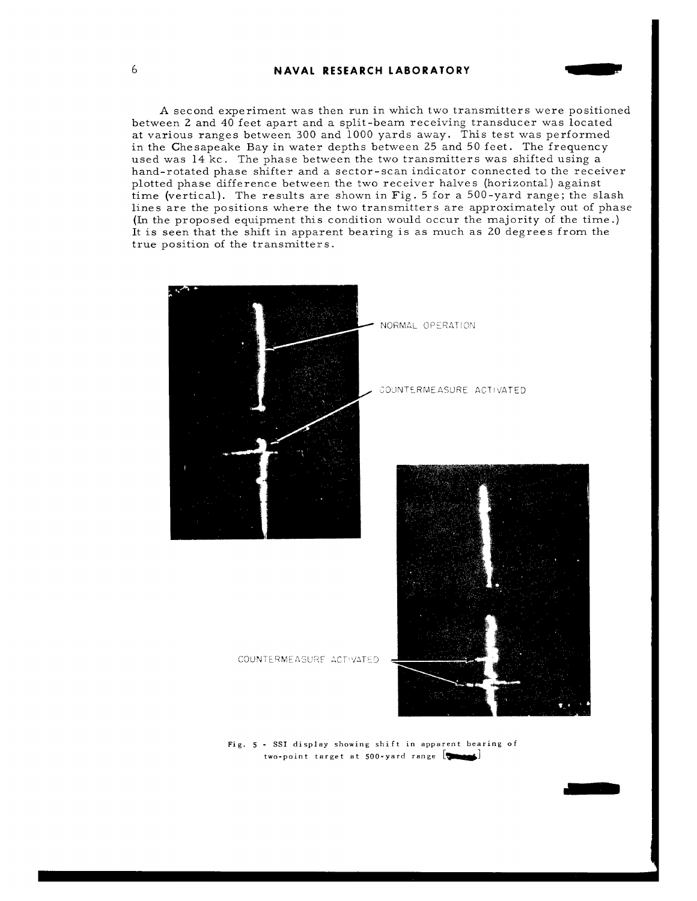A second experiment was then run in which two transmitters were positioned between 2 and 40 feet apart and a split-beam receiving transducer was located at various ranges between 300 and 1000 yards away. This test was performed in the Chesapeake Bay in water depths between 25 and 50 feet. The frequency used was 14 kc. The phase between the two transmitters was shifted using a hand-rotated phase shifter and a sector-scan indicator connected to the receiver plotted phase difference between the two receiver halves (horizontal) against time (vertical). The results are shown in Fig. 5 for a 500-yard range; the slash lines are the positions where the two transmitters are approximately out of phase (In the proposed equipment this condition would occur the majority of the time.) It is seen that the shift in apparent bearing is as much as 20 degrees from the true position of the transmitters.

NORMAL OPERATION

COUNTERMEASURE ACTIVATED

COUNTERMEASURE ACTIVATED

Fig. 5 - SSI display showing shift in apparent bearing of two-point target at 500-yard range [ ]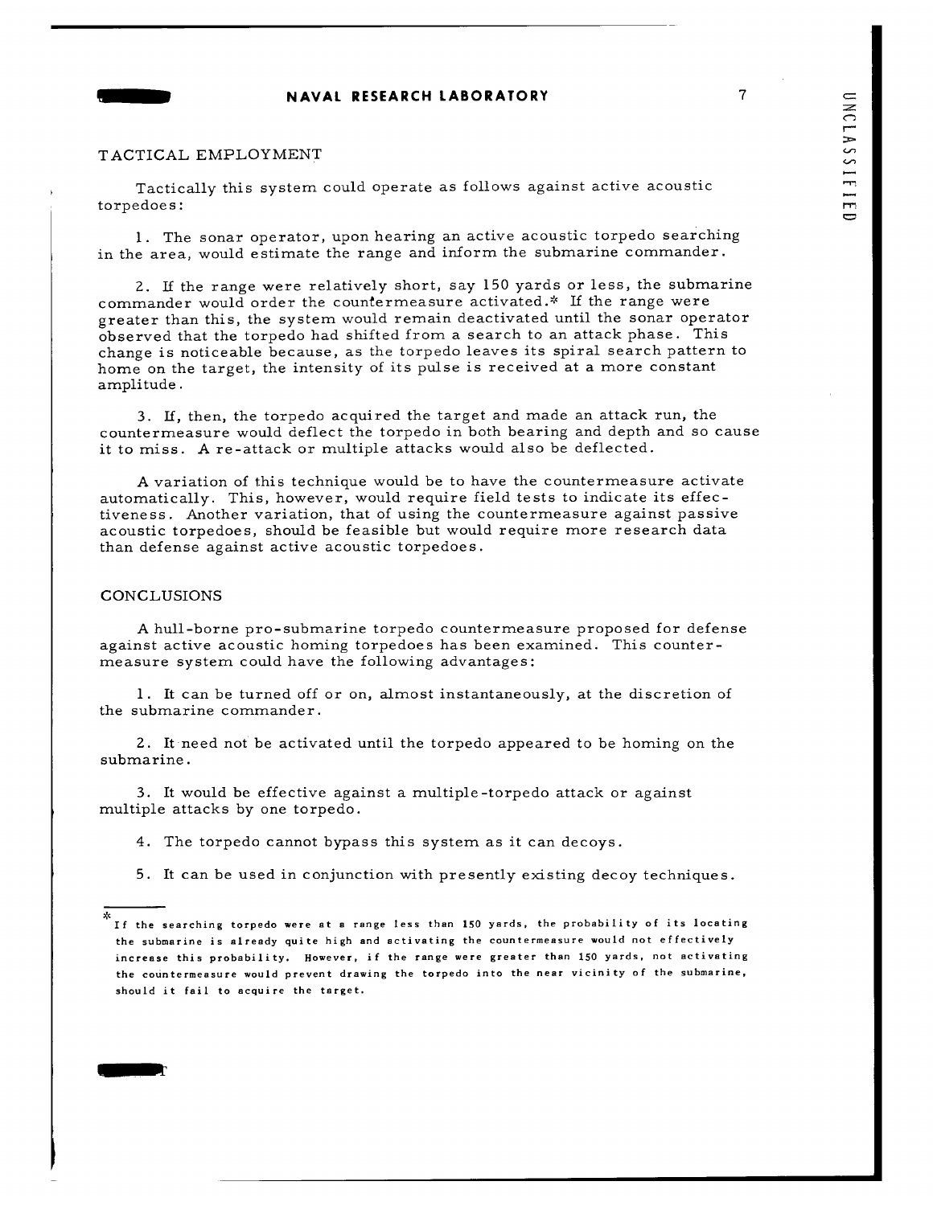## TACTICAL EMPLOYMENT

Tactically this system could operate as follows against active acoustic torpedoes:

1. The sonar operator, upon hearing an active acoustic torpedo searching in the area, would estimate the range and inform the submarine commander.

2. If the range were relatively short, say 150 yards or less, the submarine commander would order the countermeasure activated.* If the range were greater than this, the system would remain deactivated until the sonar operator observed that the torpedo had shifted from a search to an attack phase. This change is noticeable because, as the torpedo leaves its spiral search pattern to home on the target, the intensity of its pulse is received at a more constant amplitude.

3. If, then, the torpedo acquired the target and made an attack run, the countermeasure would deflect the torpedo in both bearing and depth and so cause it to miss. A re-attack or multiple attacks would also be deflected.

A variation of this technique would be to have the countermeasure activate automatically. This, however, would require field tests to indicate its effectiveness. Another variation, that of using the countermeasure against passive acoustic torpedoes, should be feasible but would require more research data than defense against active acoustic torpedoes.

## CONCLUSIONS

A hull-borne pro-submarine torpedo countermeasure proposed for defense against active acoustic homing torpedoes has been examined. This countermeasure system could have the following advantages:

1. It can be turned off or on, almost instantaneously, at the discretion of the submarine commander.

2. It need not be activated until the torpedo appeared to be homing on the submarine.

3. It would be effective against a multiple-torpedo attack or against multiple attacks by one torpedo.

4. The torpedo cannot bypass this system as it can decoys.

5. It can be used in conjunction with presently existing decoy techniques.

---

*If the searching torpedo were at a range less than 150 yards, the probability of its locating the submarine is already quite high and activating the countermeasure would not effectively increase this probability. However, if the range were greater than 150 yards, not activating the countermeasure would prevent drawing the torpedo into the near vicinity of the submarine, should it fail to acquire the target.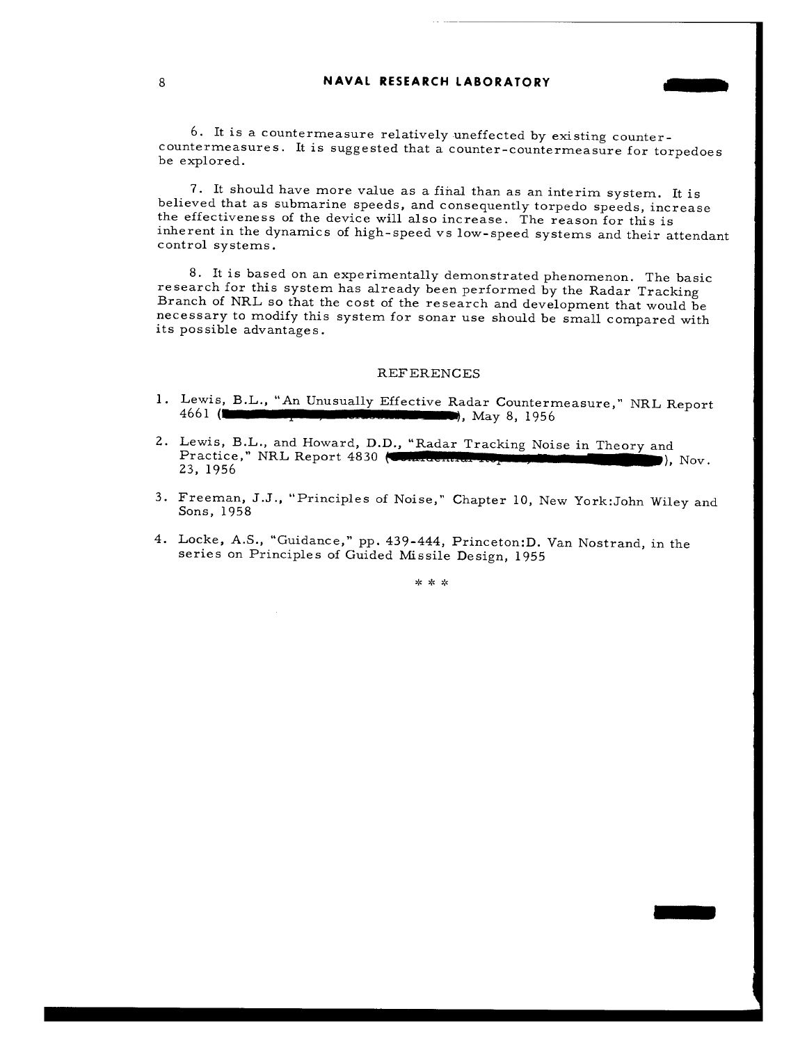6. It is a countermeasure relatively uneffected by existing counter-countermeasures. It is suggested that a counter-countermeasure for torpedoes be explored.

7. It should have more value as a final than as an interim system. It is believed that as submarine speeds, and consequently torpedo speeds, increase the effectiveness of the device will also increase. The reason for this is inherent in the dynamics of high-speed vs low-speed systems and their attendant control systems.

8. It is based on an experimentally demonstrated phenomenon. The basic research for this system has already been performed by the Radar Tracking Branch of NRL so that the cost of the research and development that would be necessary to modify this system for sonar use should be small compared with its possible advantages.

## REFERENCES

1. Lewis, B.L., "An Unusually Effective Radar Countermeasure," NRL Report 4661 (), May 8, 1956
2. Lewis, B.L., and Howard, D.D., "Radar Tracking Noise in Theory and Practice," NRL Report 4830 (), Nov. 23, 1956
3. Freeman, J.J., "Principles of Noise," Chapter 10, New York:John Wiley and Sons, 1958
4. Locke, A.S., "Guidance," pp. 439-444, Princeton:D. Van Nostrand, in the series on Principles of Guided Missile Design, 1955

\* \* \*